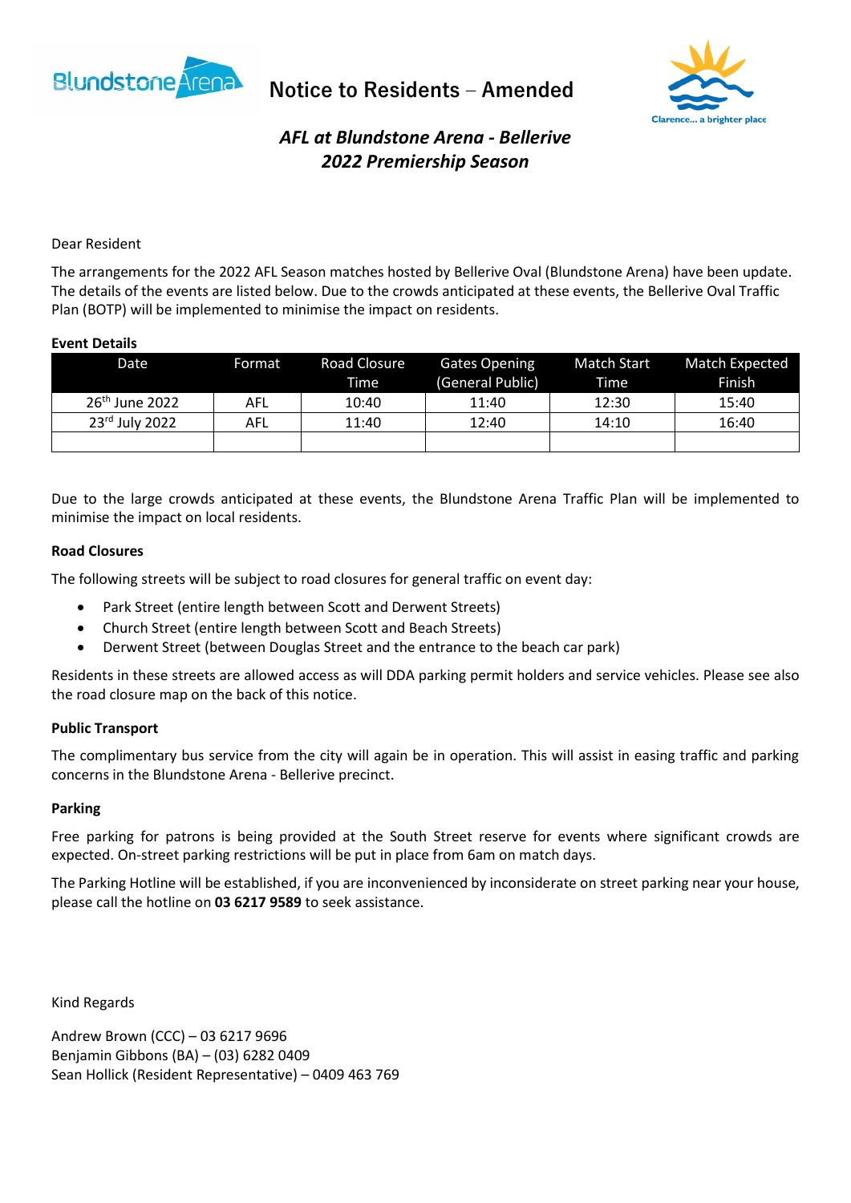# Notice to Residents – Amended

## *AFL at Blundstone Arena - Bellerive*
## *2022 Premiership Season*

Dear Resident

The arrangements for the 2022 AFL Season matches hosted by Bellerive Oval (Blundstone Arena) have been update. The details of the events are listed below. Due to the crowds anticipated at these events, the Bellerive Oval Traffic Plan (BOTP) will be implemented to minimise the impact on residents.

**Event Details**

| Date | Format | Road Closure Time | Gates Opening (General Public) | Match Start Time | Match Expected Finish |
|---|---|---|---|---|---|
| 26th June 2022 | AFL | 10:40 | 11:40 | 12:30 | 15:40 |
| 23rd July 2022 | AFL | 11:40 | 12:40 | 14:10 | 16:40 |
| | | | | | |

Due to the large crowds anticipated at these events, the Blundstone Arena Traffic Plan will be implemented to minimise the impact on local residents.

**Road Closures**

The following streets will be subject to road closures for general traffic on event day:

- Park Street (entire length between Scott and Derwent Streets)
- Church Street (entire length between Scott and Beach Streets)
- Derwent Street (between Douglas Street and the entrance to the beach car park)

Residents in these streets are allowed access as will DDA parking permit holders and service vehicles. Please see also the road closure map on the back of this notice.

**Public Transport**

The complimentary bus service from the city will again be in operation. This will assist in easing traffic and parking concerns in the Blundstone Arena - Bellerive precinct.

**Parking**

Free parking for patrons is being provided at the South Street reserve for events where significant crowds are expected. On-street parking restrictions will be put in place from 6am on match days.

The Parking Hotline will be established, if you are inconvenienced by inconsiderate on street parking near your house, please call the hotline on **03 6217 9589** to seek assistance.

Kind Regards

Andrew Brown (CCC) – 03 6217 9696
Benjamin Gibbons (BA) – (03) 6282 0409
Sean Hollick (Resident Representative) – 0409 463 769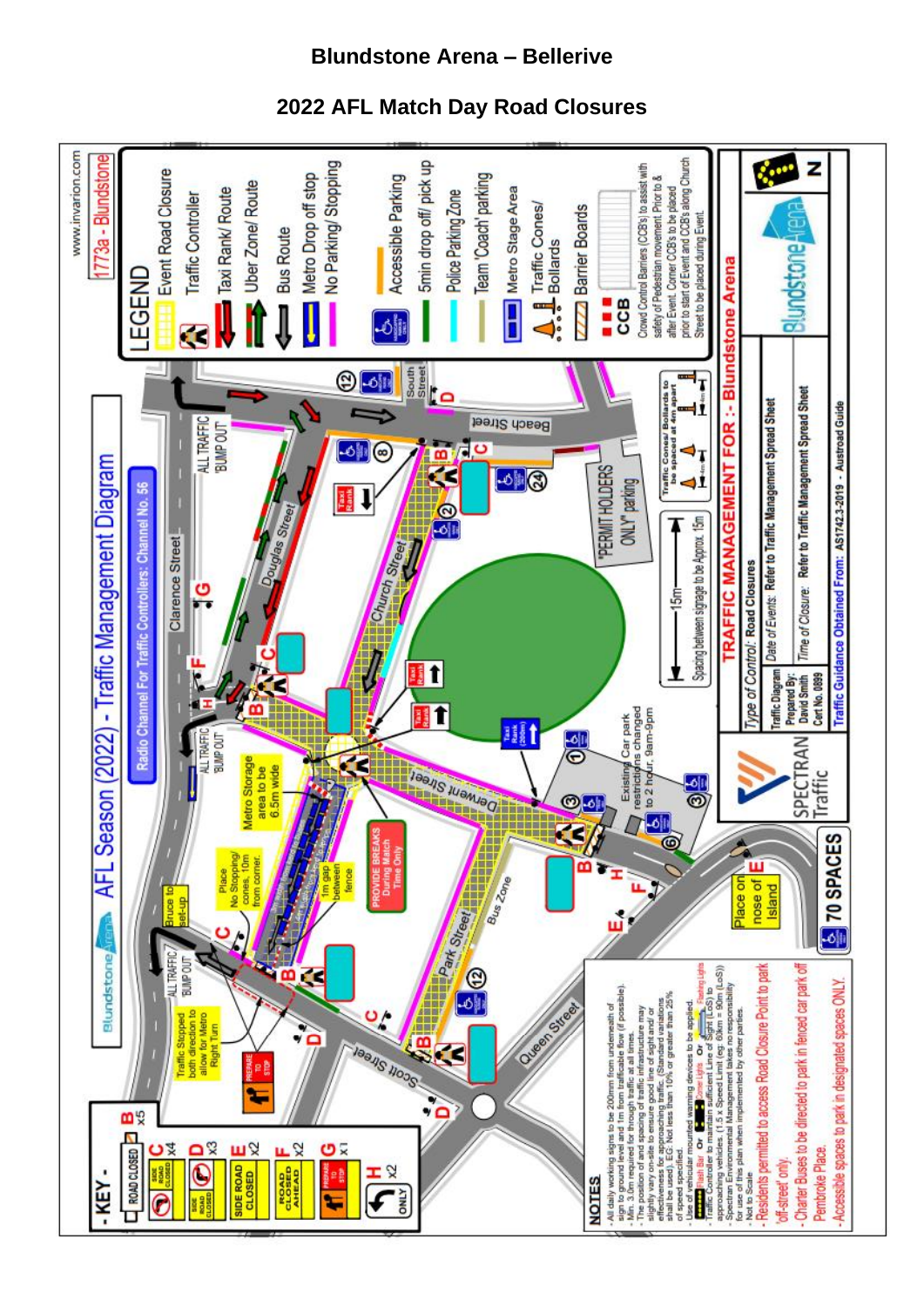# Blundstone Arena – Bellerive

## 2022 AFL Match Day Road Closures

AFL Season (2022) - Traffic Management Diagram

Radio Channel For Traffic Controllers: Channel No. 56

www.invarion.com

1773a - Blundstone

**LEGEND**

- Event Road Closure
- Traffic Controller
- Taxi Rank/ Route
- Uber Zone/ Route
- Bus Route
- Metro Drop off stop
- No Parking/ Stopping
- Accessible Parking
- 5min drop off/ pick up
- Police Parking Zone
- Team 'Coach' parking
- Metro Stage Area
- Traffic Cones/ Bollards
- Barrier Boards
- CCB

Crowd Control Barriers (CCB's) to assist with safety of Pedestrian movement. Prior to & after Event. Corner CCB's to be placed prior to start of Event and CCB's along Church Street to be placed during Event.

Clarence Street

Douglas Street

Church Street

Beach Street

South Street

Derwent Street

Park Street

Scott Street

Queen Street

Bus Zone

ALL TRAFFIC 'BUMP OUT'

"PERMIT HOLDERS ONLY" parking

Existing Car park restrictions changed to 2 hour, 9am-9pm

Metro Storage area to be 6.5m wide

Place No Stopping/ cones, 10m from corner.

1m gap between fence

PROVIDE BREAKS During Match Time Only

Bruce to set-up

Traffic Stopped both direction to allow for Metro Right Turn

Place on nose of Island

70 SPACES

Traffic Cones/ Bollards to be spaced at 4m apart

Spacing between signage to be Approx. 15m

**- KEY -**

- ROAD CLOSED — B x5
- SIDE ROAD CLOSED — C x4
- SIDE ROAD CLOSED — D x3
- SIDE ROAD CLOSED — E x2
- ROAD CLOSED AHEAD — F x2
- PREPARE TO STOP — G x1
- ONLY — H x2

**TRAFFIC MANAGEMENT FOR :- Blundstone Arena**

| | |
|---|---|
| Type of Control: | Road Closures |
| Traffic Diagram Prepared By: David Smith Cert No. 0899 | Date of Events: Refer to Traffic Management Spread Sheet |
| | Time of Closure: Refer to Traffic Management Spread Sheet |

Traffic Guidance Obtained From: AS1742.3-2019 - Austroad Guide

SPECTRAN Traffic

**NOTES**

- All daily working signs to be 200mm from underneath of sign to ground level and 1m from trafficable flow (if possible).
- Min. 3.0m required for through traffic at all times.
- The position of and spacing of traffic infrastructure may slightly vary on-site to ensure good line of sight and/ or effectiveness for approaching traffic. (Standard variations shall be used. EG: Not less than 10% or greater than 25% of speed specified.
- Use of vehicular mounted warning devices to be applied. Flash Bar Or Corner Lights Or Flashing Lights
- Traffic Controller to maintain sufficient Line of Sight (LoS) to approaching vehicles. (1.5 x Speed Limit. 60km = 90m (LoS))
- Spectran Environmental Management takes no responsibility for use of this plan when implemented by other parties.
- Not to Scale
- Residents permitted to access Road Closure Point to park 'off-street' only.
- Charter Buses to be directed to park in fenced car park off Pembroke Place.
- Accessible spaces to park in designated spaces ONLY.